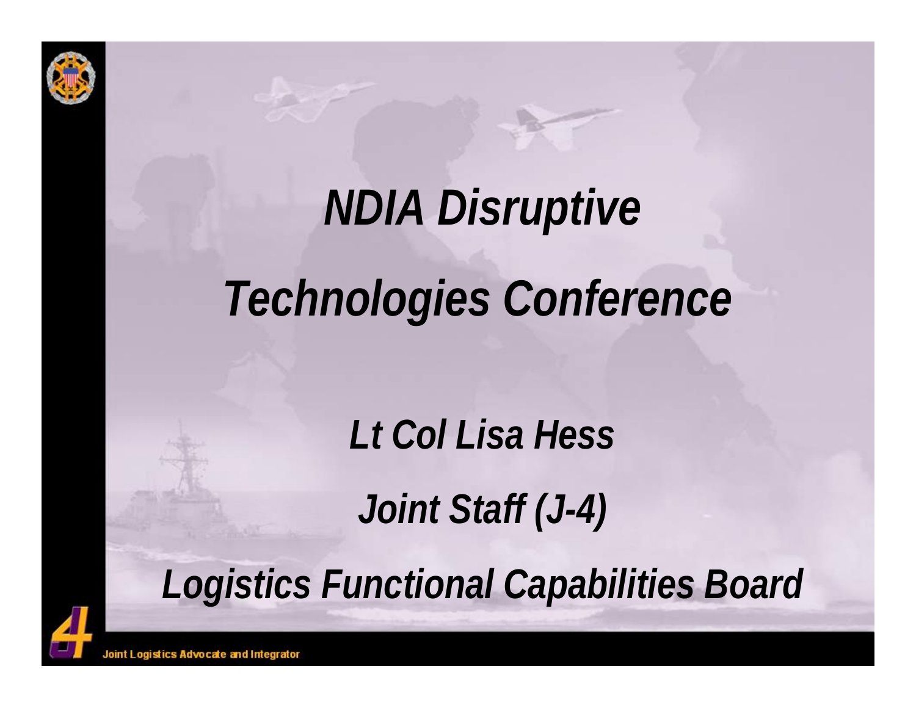# *NDIA Disruptive Technologies Conference*

***Lt Col Lisa Hess***

***Joint Staff (J-4)***

***Logistics Functional Capabilities Board***

Joint Logistics Advocate and Integrator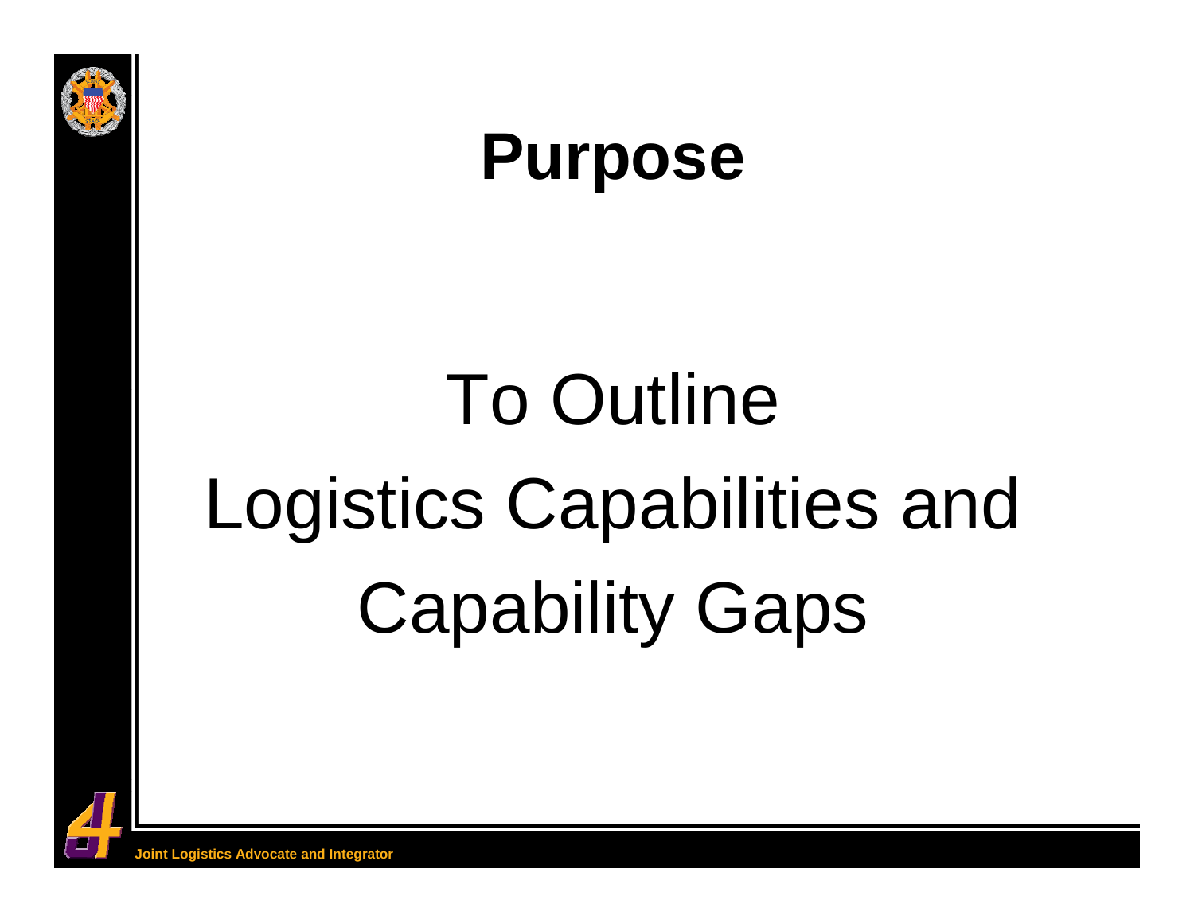# Purpose

To Outline
Logistics Capabilities and
Capability Gaps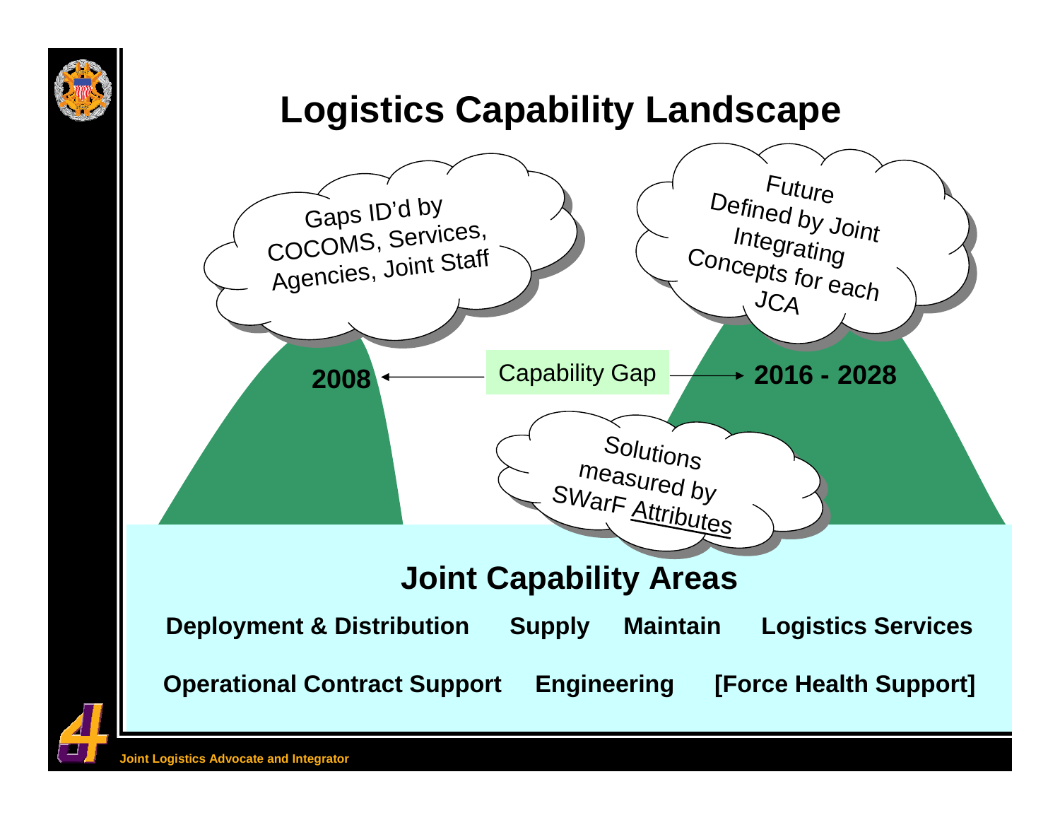# Logistics Capability Landscape

Gaps ID'd by COCOMS, Services, Agencies, Joint Staff

Future Defined by Joint Integrating Concepts for each JCA

**2008** ← Capability Gap → **2016 - 2028**

Solutions measured by SWarF Attributes

## Joint Capability Areas

**Deployment & Distribution** **Supply** **Maintain** **Logistics Services**

**Operational Contract Support** **Engineering** **[Force Health Support]**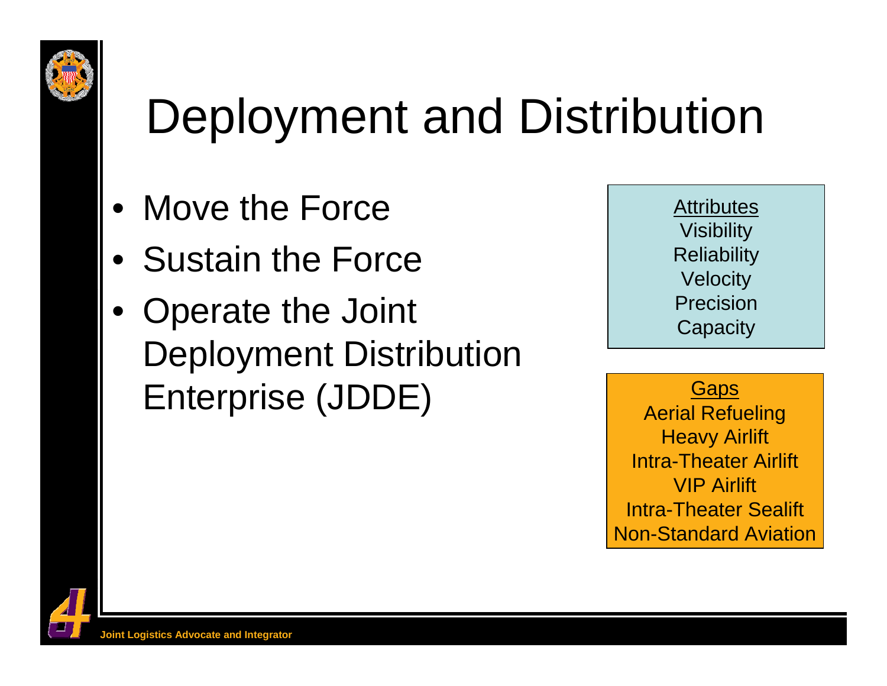# Deployment and Distribution

- Move the Force
- Sustain the Force
- Operate the Joint Deployment Distribution Enterprise (JDDE)

**Attributes**
Visibility
Reliability
Velocity
Precision
Capacity

**Gaps**
Aerial Refueling
Heavy Airlift
Intra-Theater Airlift
VIP Airlift
Intra-Theater Sealift
Non-Standard Aviation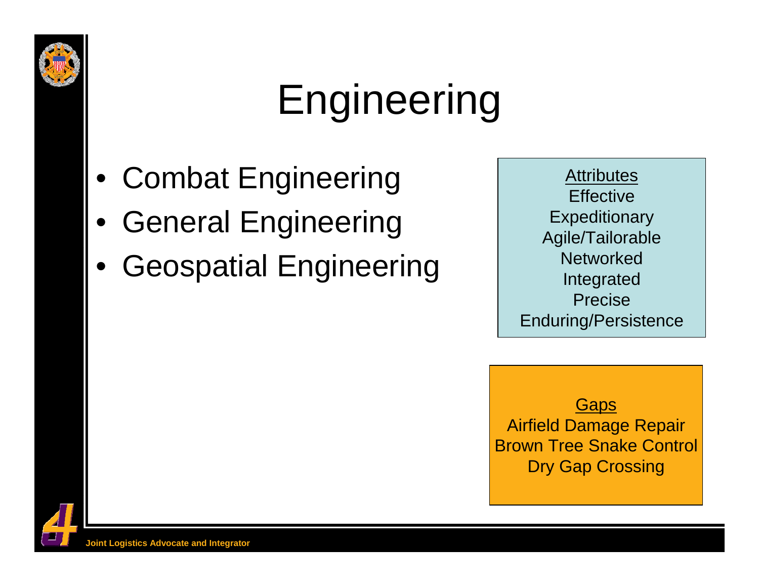# Engineering

- Combat Engineering
- General Engineering
- Geospatial Engineering

Attributes
Effective
Expeditionary
Agile/Tailorable
Networked
Integrated
Precise
Enduring/Persistence

Gaps
Airfield Damage Repair
Brown Tree Snake Control
Dry Gap Crossing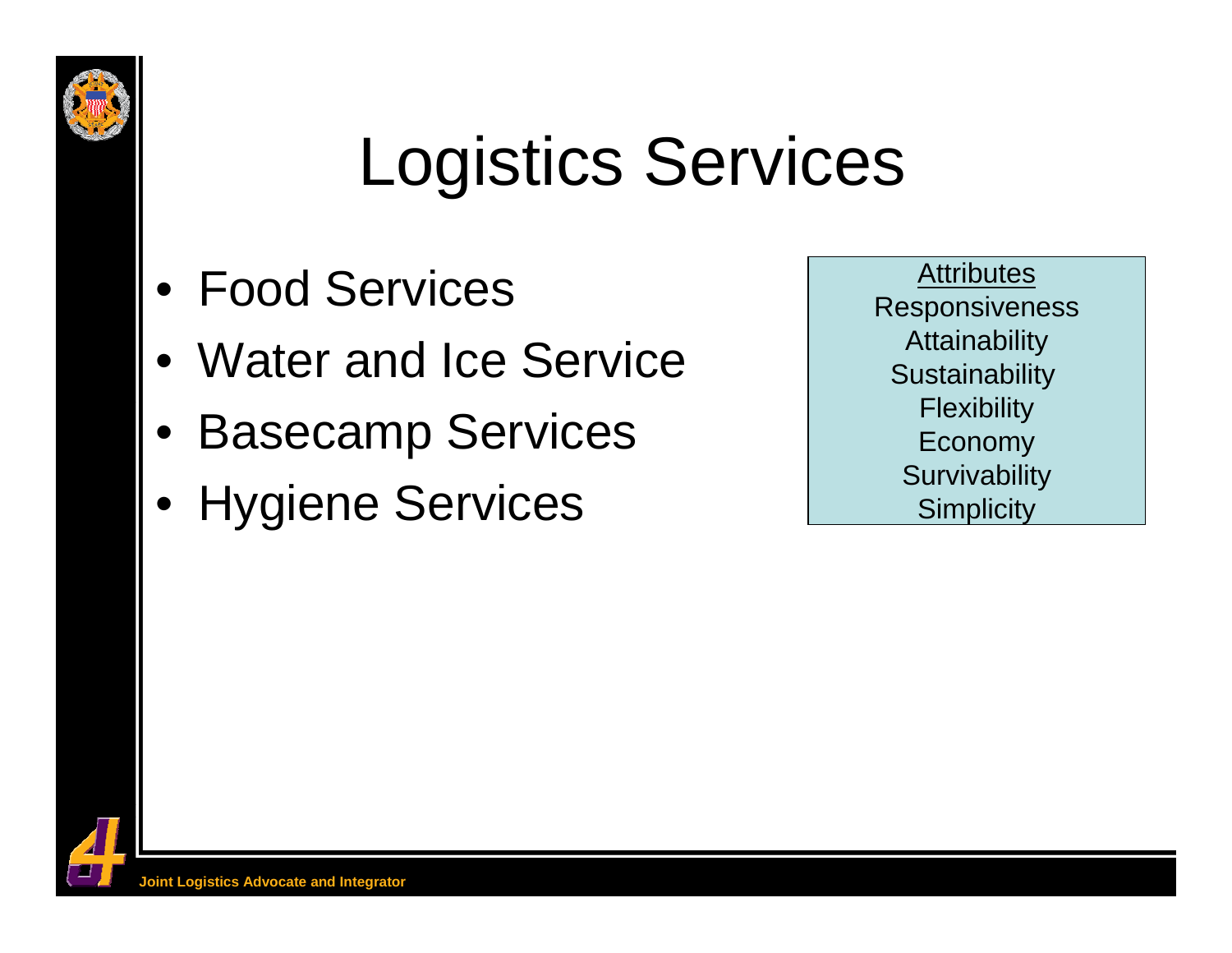# Logistics Services

- Food Services
- Water and Ice Service
- Basecamp Services
- Hygiene Services

Attributes
Responsiveness
Attainability
Sustainability
Flexibility
Economy
Survivability
Simplicity

Joint Logistics Advocate and Integrator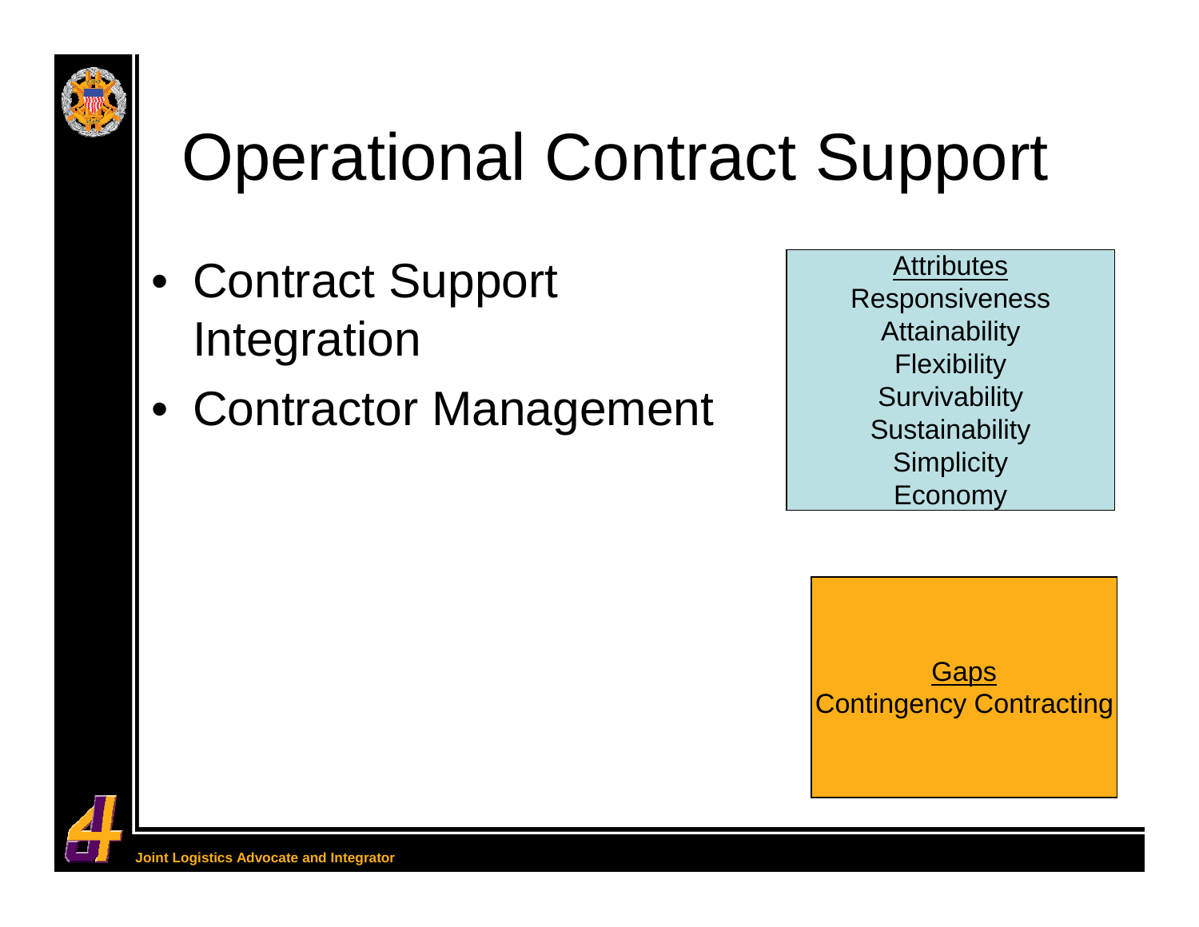# Operational Contract Support

- Contract Support Integration
- Contractor Management

Attributes
Responsiveness
Attainability
Flexibility
Survivability
Sustainability
Simplicity
Economy

Gaps
Contingency Contracting

Joint Logistics Advocate and Integrator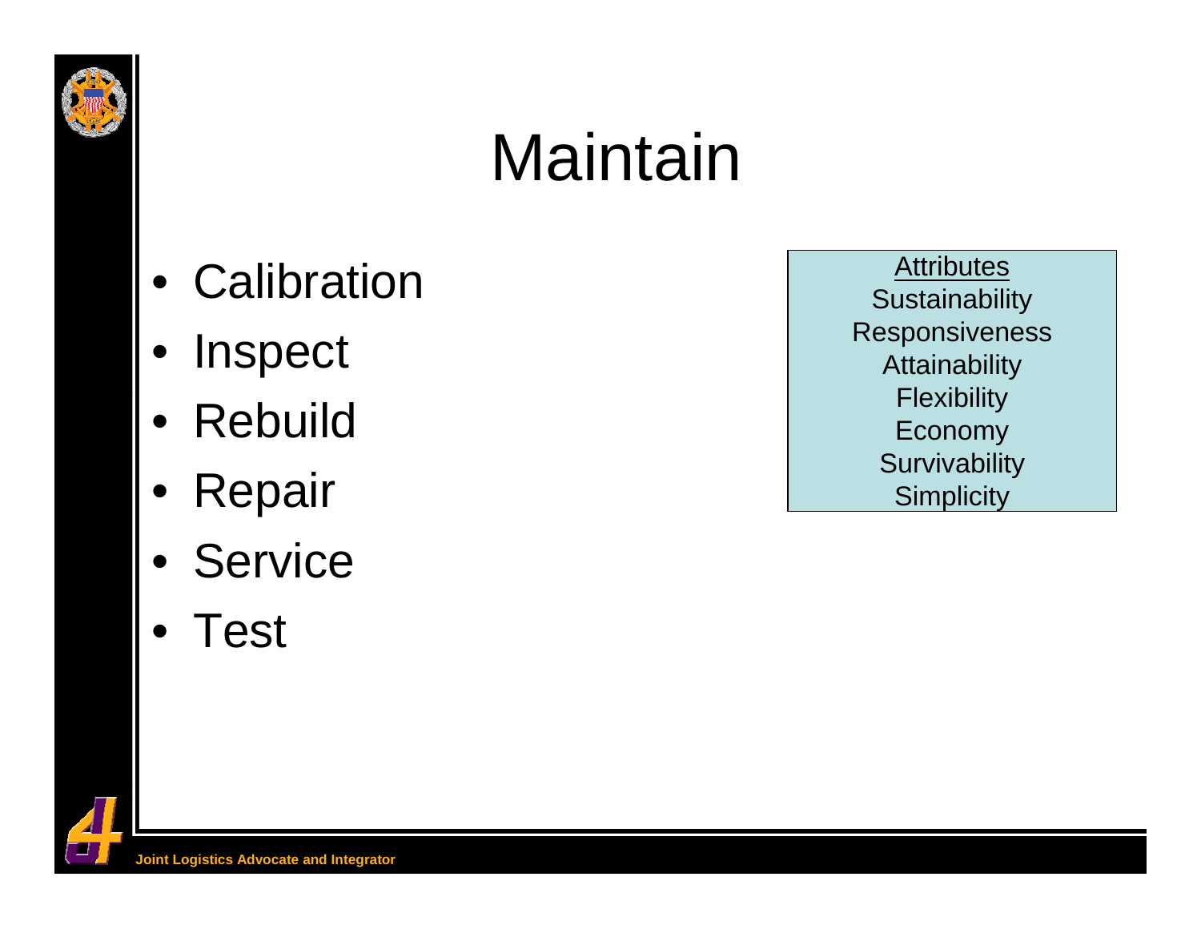# Maintain

- Calibration
- Inspect
- Rebuild
- Repair
- Service
- Test

| Attributes |
|---|
| Sustainability |
| Responsiveness |
| Attainability |
| Flexibility |
| Economy |
| Survivability |
| Simplicity |

Joint Logistics Advocate and Integrator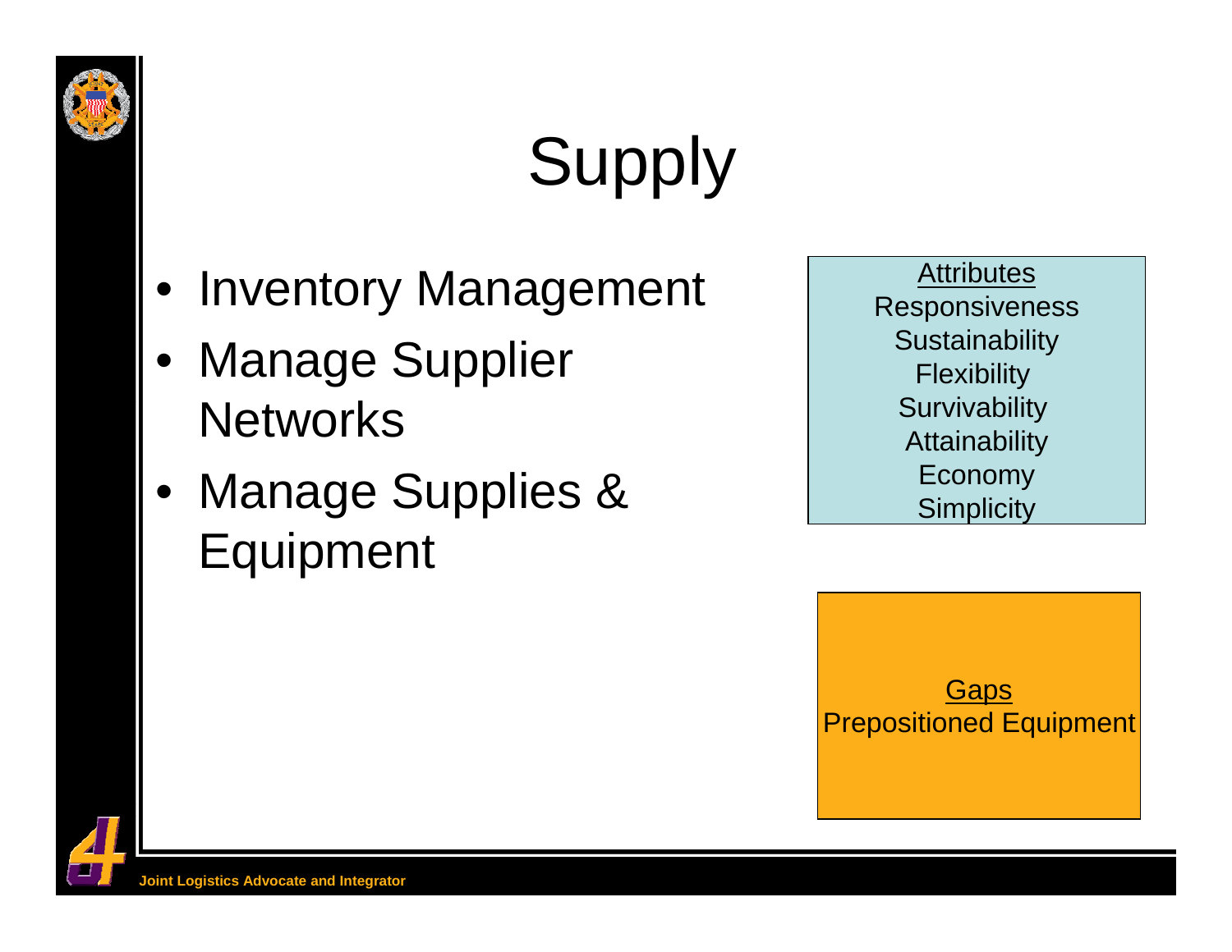# Supply

- Inventory Management
- Manage Supplier Networks
- Manage Supplies & Equipment

Attributes
Responsiveness
Sustainability
Flexibility
Survivability
Attainability
Economy
Simplicity

Gaps
Prepositioned Equipment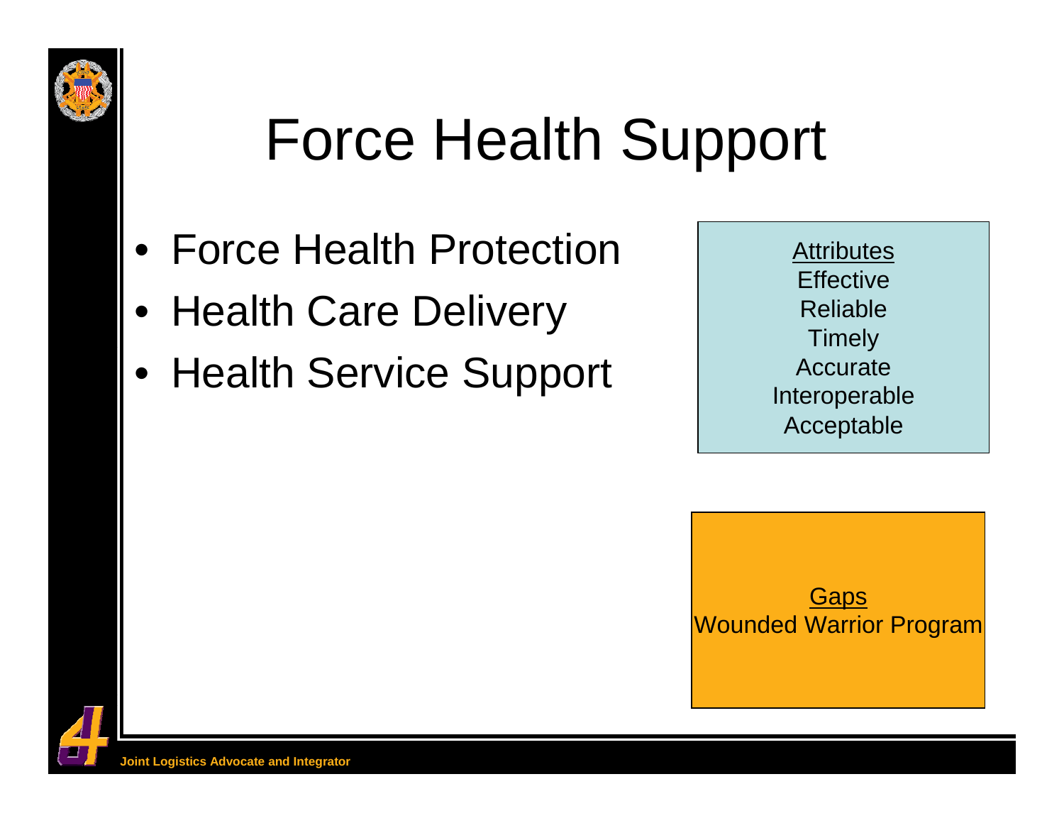# Force Health Support

- Force Health Protection
- Health Care Delivery
- Health Service Support

Attributes
Effective
Reliable
Timely
Accurate
Interoperable
Acceptable

Gaps
Wounded Warrior Program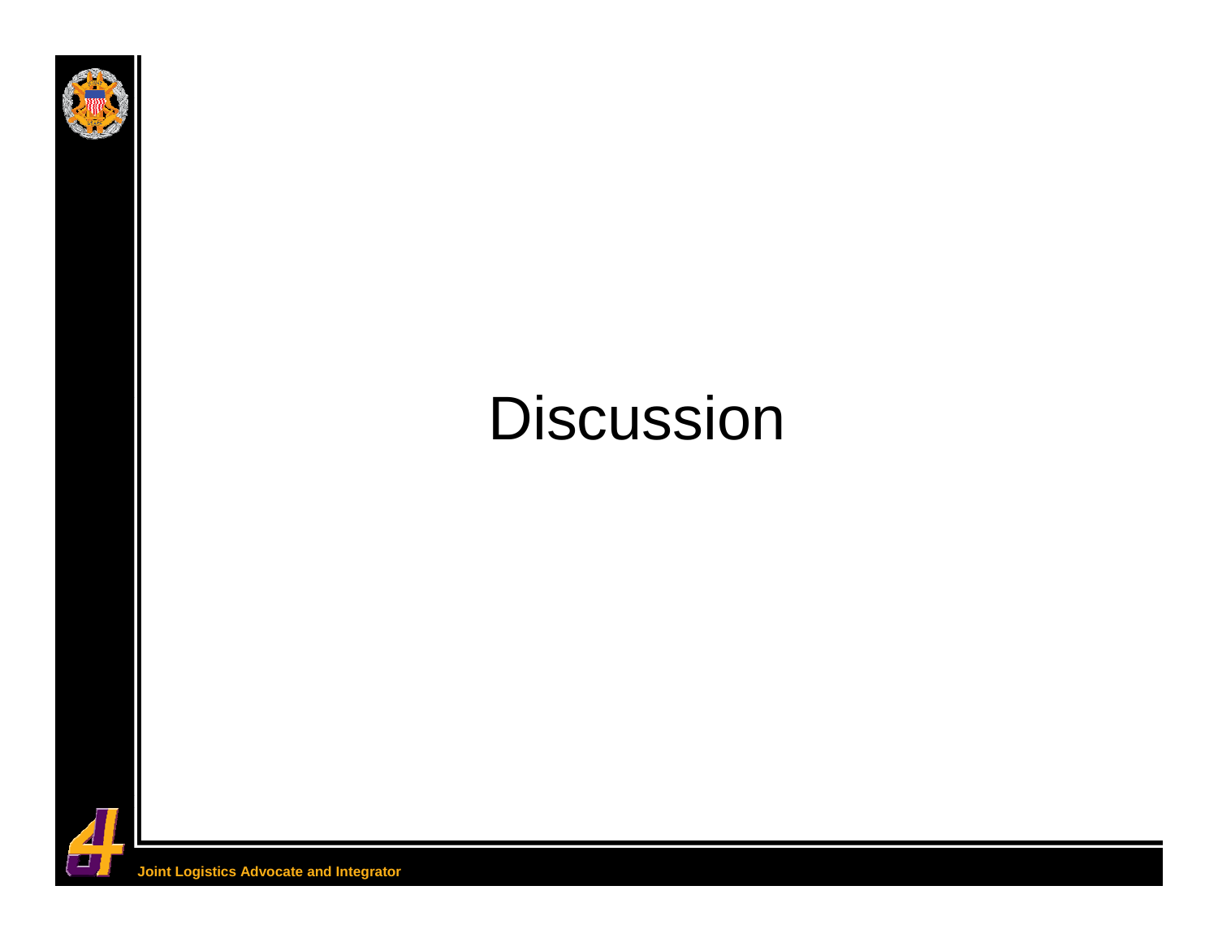# Discussion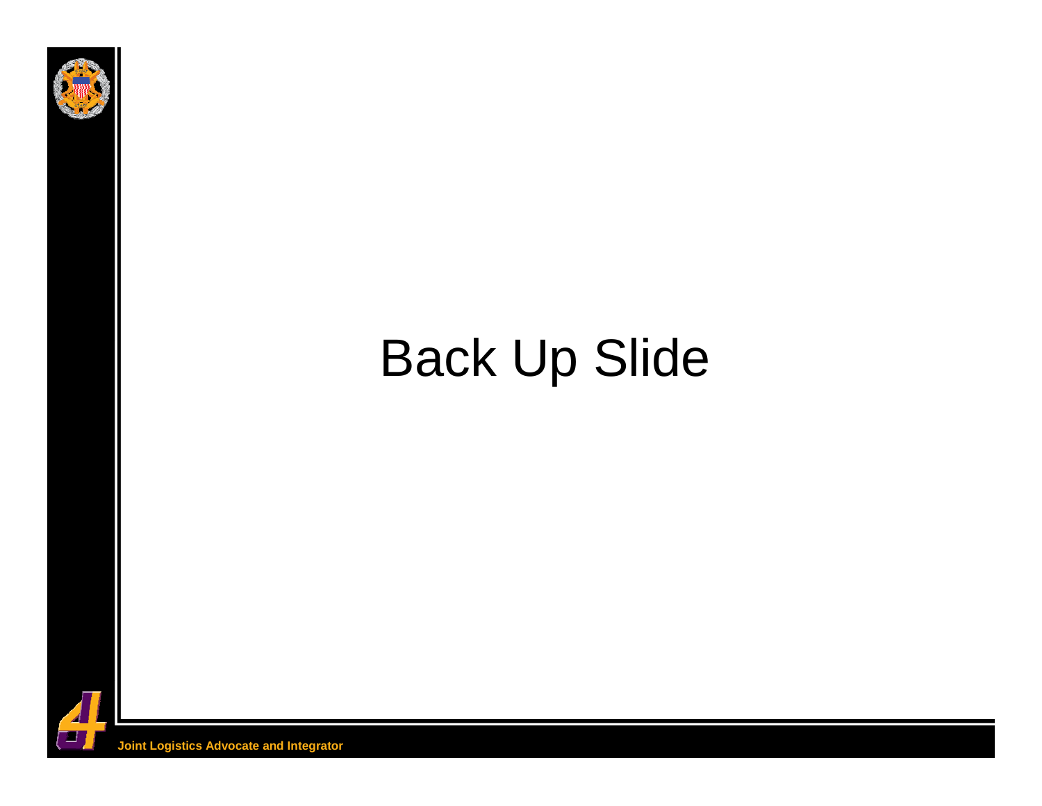# Back Up Slide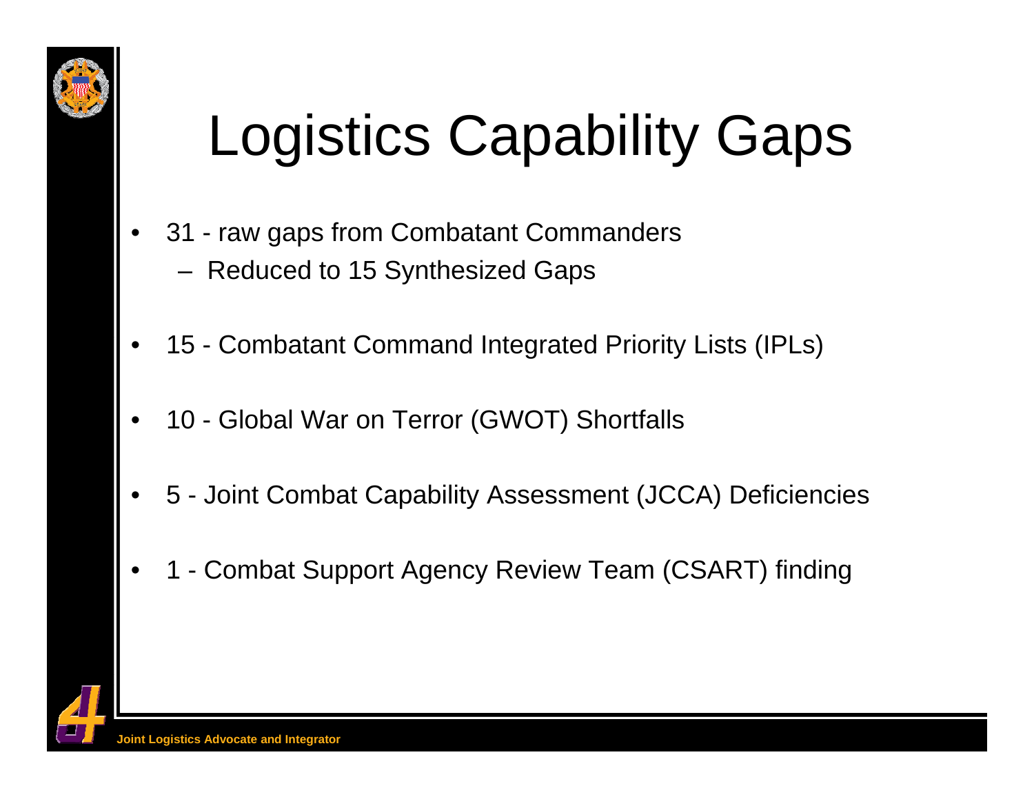# Logistics Capability Gaps

- 31 - raw gaps from Combatant Commanders
  - Reduced to 15 Synthesized Gaps
- 15 - Combatant Command Integrated Priority Lists (IPLs)
- 10 - Global War on Terror (GWOT) Shortfalls
- 5 - Joint Combat Capability Assessment (JCCA) Deficiencies
- 1 - Combat Support Agency Review Team (CSART) finding